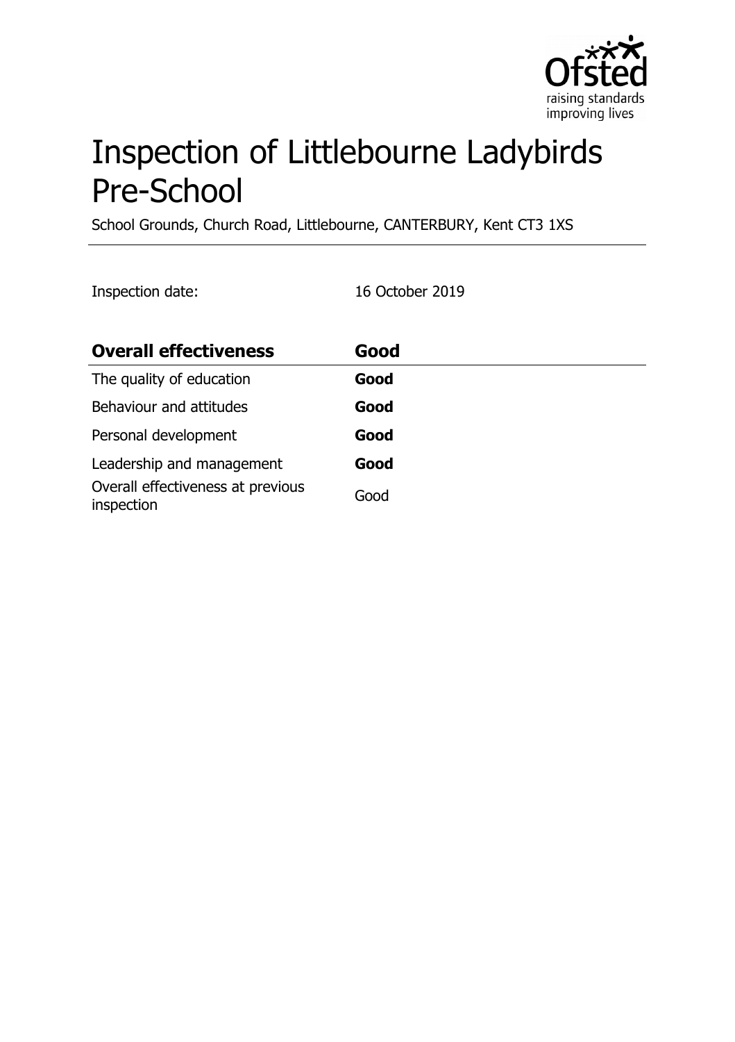# Inspection of Littlebourne Ladybirds Pre-School

School Grounds, Church Road, Littlebourne, CANTERBURY, Kent CT3 1XS

Inspection date: 16 October 2019

| **Overall effectiveness** | **Good** |
| --- | --- |
| The quality of education | **Good** |
| Behaviour and attitudes | **Good** |
| Personal development | **Good** |
| Leadership and management | **Good** |
| Overall effectiveness at previous inspection | Good |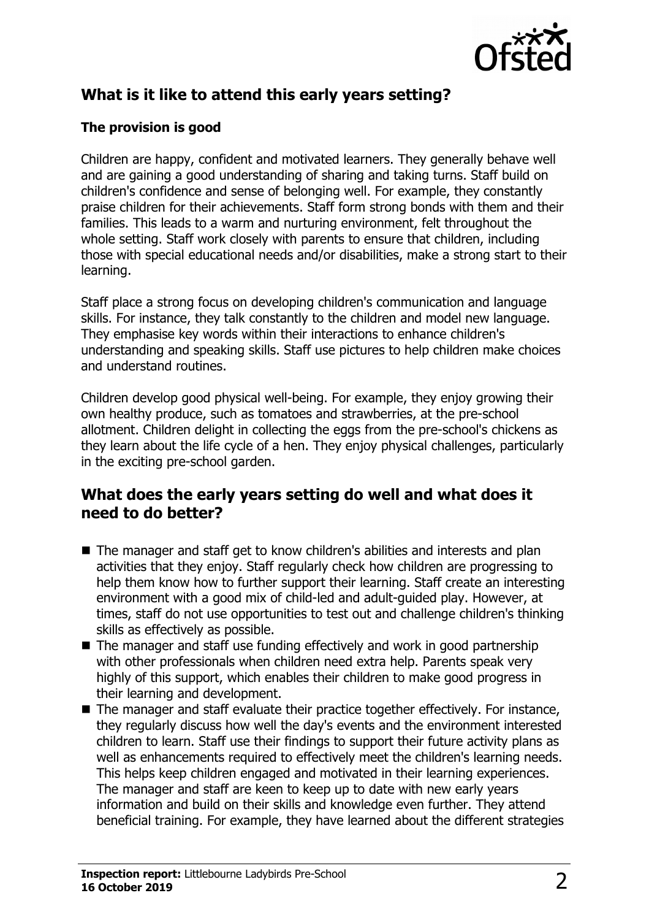## What is it like to attend this early years setting?

### The provision is good

Children are happy, confident and motivated learners. They generally behave well and are gaining a good understanding of sharing and taking turns. Staff build on children's confidence and sense of belonging well. For example, they constantly praise children for their achievements. Staff form strong bonds with them and their families. This leads to a warm and nurturing environment, felt throughout the whole setting. Staff work closely with parents to ensure that children, including those with special educational needs and/or disabilities, make a strong start to their learning.

Staff place a strong focus on developing children's communication and language skills. For instance, they talk constantly to the children and model new language. They emphasise key words within their interactions to enhance children's understanding and speaking skills. Staff use pictures to help children make choices and understand routines.

Children develop good physical well-being. For example, they enjoy growing their own healthy produce, such as tomatoes and strawberries, at the pre-school allotment. Children delight in collecting the eggs from the pre-school's chickens as they learn about the life cycle of a hen. They enjoy physical challenges, particularly in the exciting pre-school garden.

## What does the early years setting do well and what does it need to do better?

- The manager and staff get to know children's abilities and interests and plan activities that they enjoy. Staff regularly check how children are progressing to help them know how to further support their learning. Staff create an interesting environment with a good mix of child-led and adult-guided play. However, at times, staff do not use opportunities to test out and challenge children's thinking skills as effectively as possible.
- The manager and staff use funding effectively and work in good partnership with other professionals when children need extra help. Parents speak very highly of this support, which enables their children to make good progress in their learning and development.
- The manager and staff evaluate their practice together effectively. For instance, they regularly discuss how well the day's events and the environment interested children to learn. Staff use their findings to support their future activity plans as well as enhancements required to effectively meet the children's learning needs. This helps keep children engaged and motivated in their learning experiences. The manager and staff are keen to keep up to date with new early years information and build on their skills and knowledge even further. They attend beneficial training. For example, they have learned about the different strategies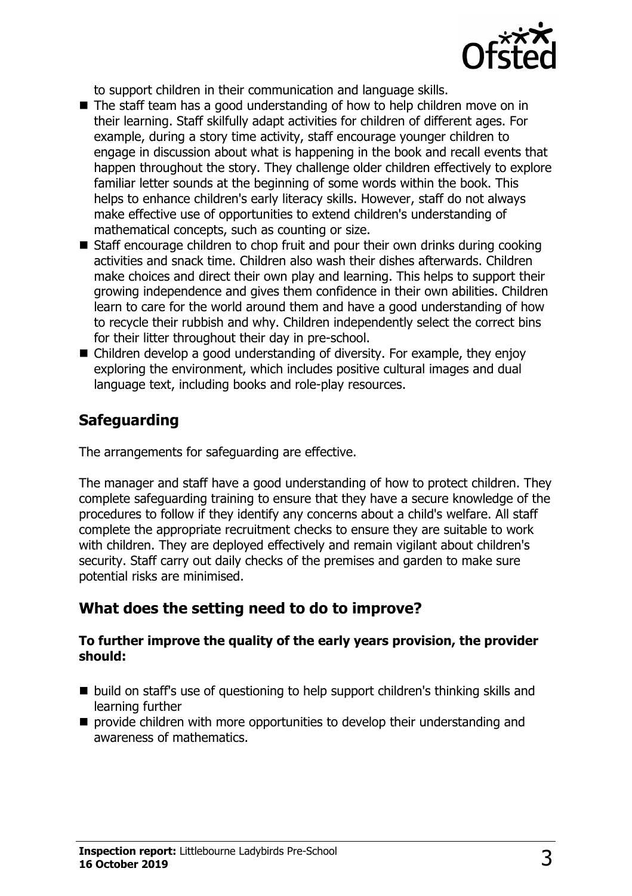to support children in their communication and language skills.

- The staff team has a good understanding of how to help children move on in their learning. Staff skilfully adapt activities for children of different ages. For example, during a story time activity, staff encourage younger children to engage in discussion about what is happening in the book and recall events that happen throughout the story. They challenge older children effectively to explore familiar letter sounds at the beginning of some words within the book. This helps to enhance children's early literacy skills. However, staff do not always make effective use of opportunities to extend children's understanding of mathematical concepts, such as counting or size.
- Staff encourage children to chop fruit and pour their own drinks during cooking activities and snack time. Children also wash their dishes afterwards. Children make choices and direct their own play and learning. This helps to support their growing independence and gives them confidence in their own abilities. Children learn to care for the world around them and have a good understanding of how to recycle their rubbish and why. Children independently select the correct bins for their litter throughout their day in pre-school.
- Children develop a good understanding of diversity. For example, they enjoy exploring the environment, which includes positive cultural images and dual language text, including books and role-play resources.

## Safeguarding

The arrangements for safeguarding are effective.

The manager and staff have a good understanding of how to protect children. They complete safeguarding training to ensure that they have a secure knowledge of the procedures to follow if they identify any concerns about a child's welfare. All staff complete the appropriate recruitment checks to ensure they are suitable to work with children. They are deployed effectively and remain vigilant about children's security. Staff carry out daily checks of the premises and garden to make sure potential risks are minimised.

## What does the setting need to do to improve?

**To further improve the quality of the early years provision, the provider should:**

- build on staff's use of questioning to help support children's thinking skills and learning further
- provide children with more opportunities to develop their understanding and awareness of mathematics.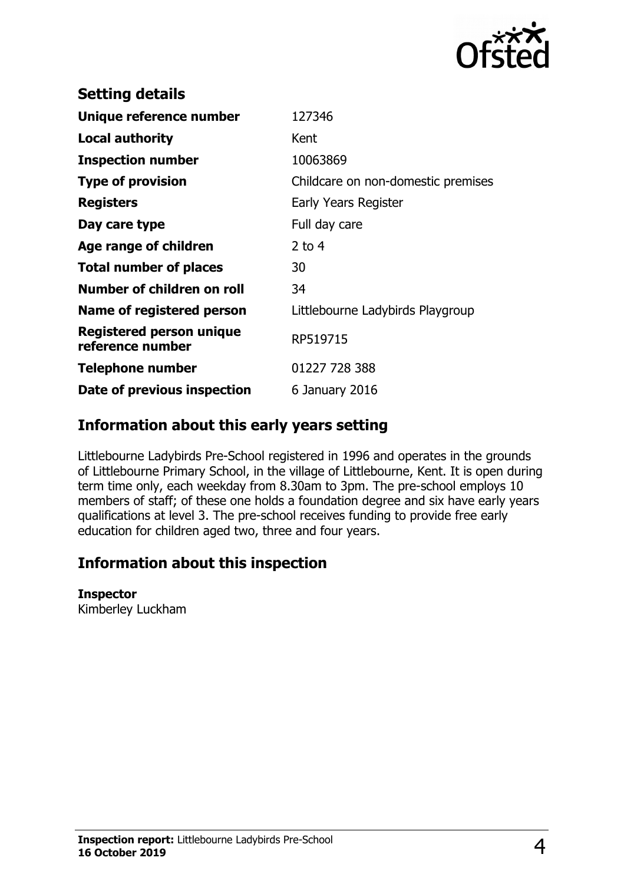## Setting details

| | |
|---|---|
| **Unique reference number** | 127346 |
| **Local authority** | Kent |
| **Inspection number** | 10063869 |
| **Type of provision** | Childcare on non-domestic premises |
| **Registers** | Early Years Register |
| **Day care type** | Full day care |
| **Age range of children** | 2 to 4 |
| **Total number of places** | 30 |
| **Number of children on roll** | 34 |
| **Name of registered person** | Littlebourne Ladybirds Playgroup |
| **Registered person unique reference number** | RP519715 |
| **Telephone number** | 01227 728 388 |
| **Date of previous inspection** | 6 January 2016 |

## Information about this early years setting

Littlebourne Ladybirds Pre-School registered in 1996 and operates in the grounds of Littlebourne Primary School, in the village of Littlebourne, Kent. It is open during term time only, each weekday from 8.30am to 3pm. The pre-school employs 10 members of staff; of these one holds a foundation degree and six have early years qualifications at level 3. The pre-school receives funding to provide free early education for children aged two, three and four years.

## Information about this inspection

**Inspector**
Kimberley Luckham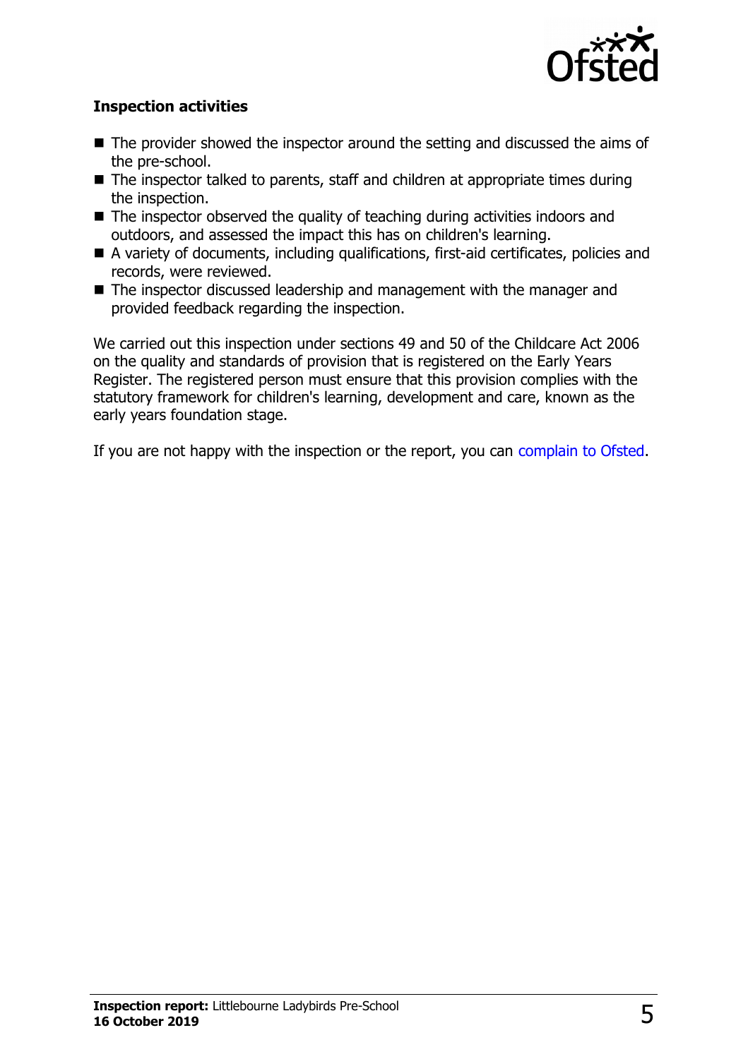### Inspection activities

- The provider showed the inspector around the setting and discussed the aims of the pre-school.
- The inspector talked to parents, staff and children at appropriate times during the inspection.
- The inspector observed the quality of teaching during activities indoors and outdoors, and assessed the impact this has on children's learning.
- A variety of documents, including qualifications, first-aid certificates, policies and records, were reviewed.
- The inspector discussed leadership and management with the manager and provided feedback regarding the inspection.

We carried out this inspection under sections 49 and 50 of the Childcare Act 2006 on the quality and standards of provision that is registered on the Early Years Register. The registered person must ensure that this provision complies with the statutory framework for children's learning, development and care, known as the early years foundation stage.

If you are not happy with the inspection or the report, you can complain to Ofsted.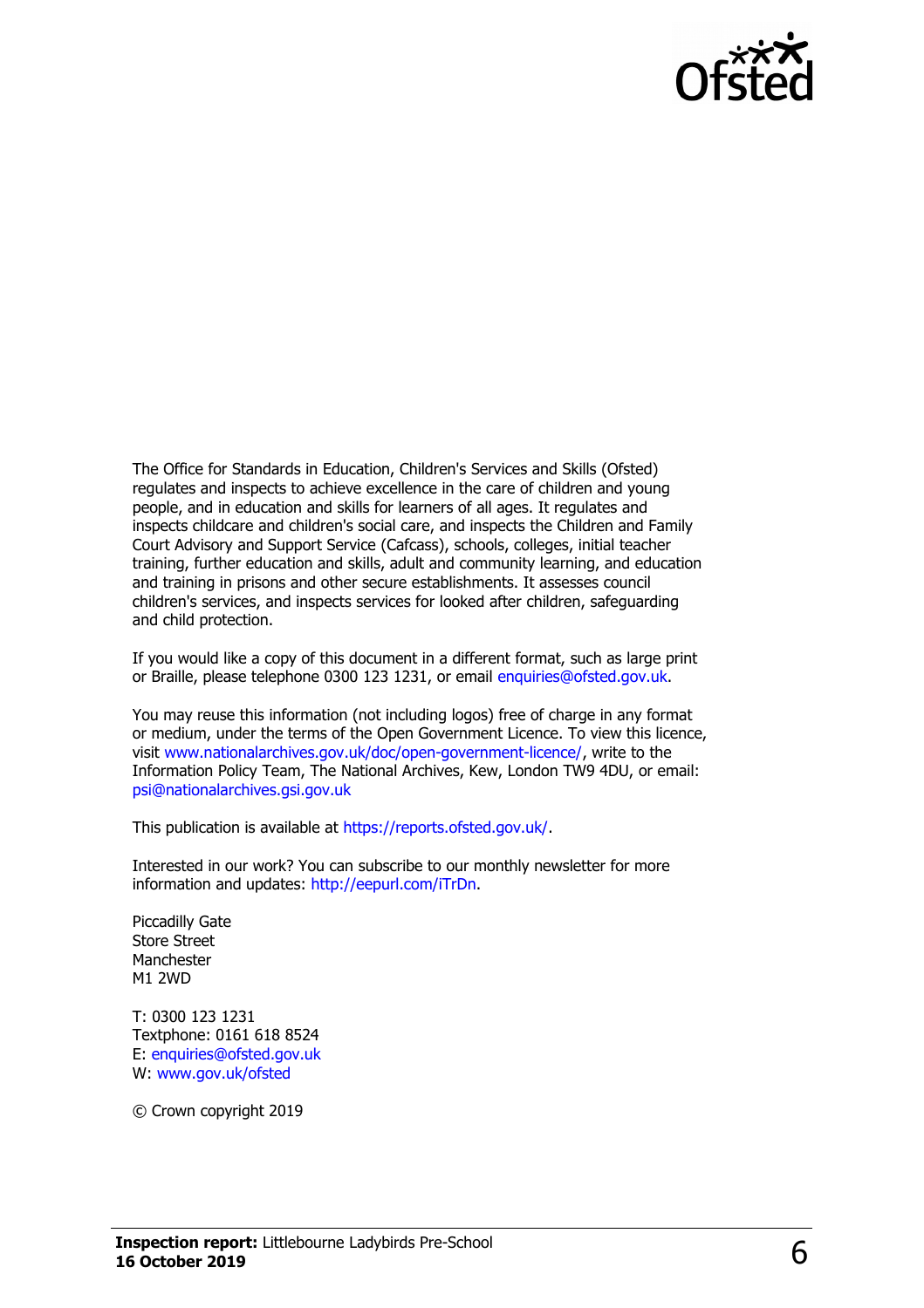The Office for Standards in Education, Children's Services and Skills (Ofsted) regulates and inspects to achieve excellence in the care of children and young people, and in education and skills for learners of all ages. It regulates and inspects childcare and children's social care, and inspects the Children and Family Court Advisory and Support Service (Cafcass), schools, colleges, initial teacher training, further education and skills, adult and community learning, and education and training in prisons and other secure establishments. It assesses council children's services, and inspects services for looked after children, safeguarding and child protection.

If you would like a copy of this document in a different format, such as large print or Braille, please telephone 0300 123 1231, or email enquiries@ofsted.gov.uk.

You may reuse this information (not including logos) free of charge in any format or medium, under the terms of the Open Government Licence. To view this licence, visit www.nationalarchives.gov.uk/doc/open-government-licence/, write to the Information Policy Team, The National Archives, Kew, London TW9 4DU, or email: psi@nationalarchives.gsi.gov.uk

This publication is available at https://reports.ofsted.gov.uk/.

Interested in our work? You can subscribe to our monthly newsletter for more information and updates: http://eepurl.com/iTrDn.

Piccadilly Gate
Store Street
Manchester
M1 2WD

T: 0300 123 1231
Textphone: 0161 618 8524
E: enquiries@ofsted.gov.uk
W: www.gov.uk/ofsted

© Crown copyright 2019